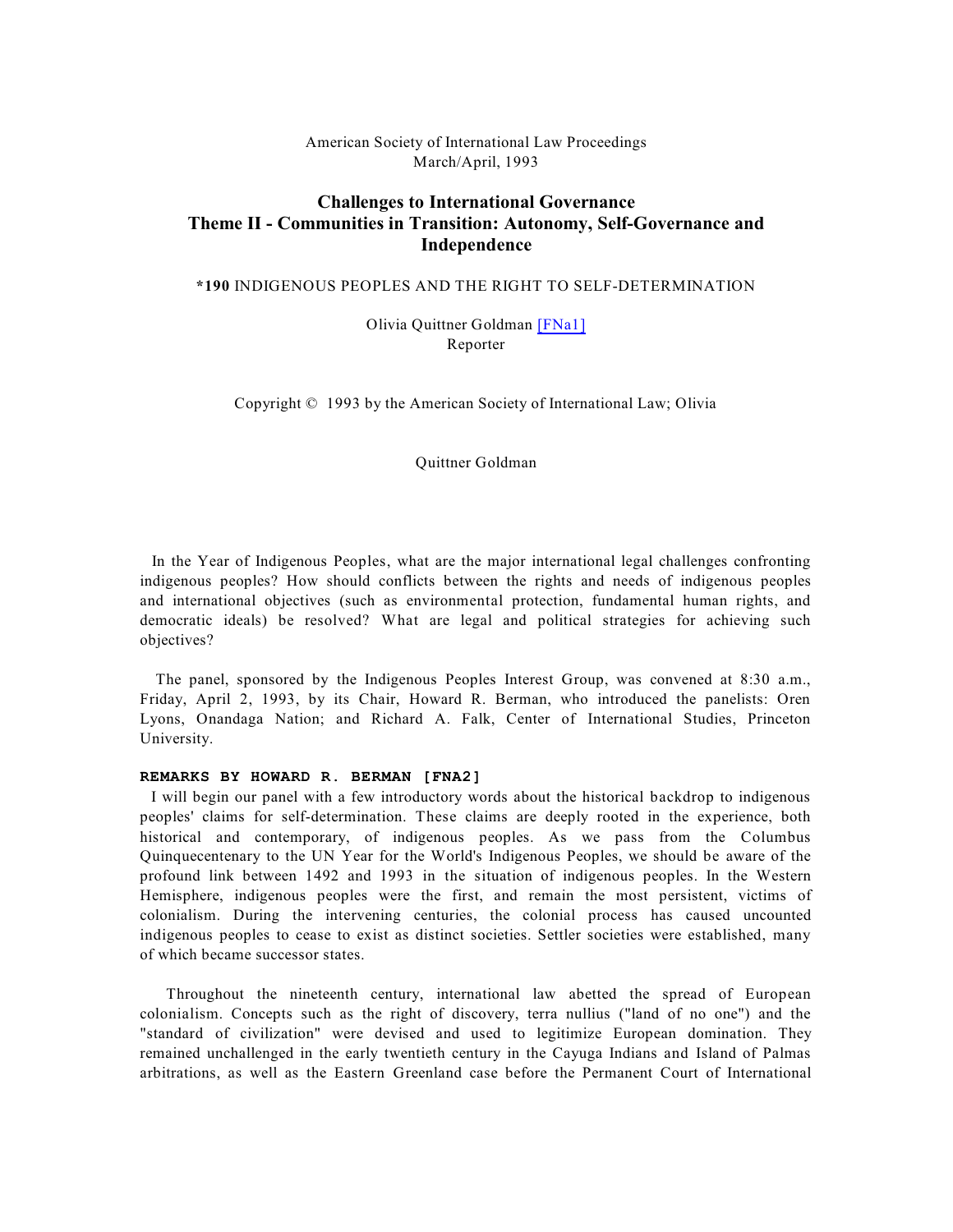American Society of International Law Proceedings
March/April, 1993

# Challenges to International Governance
## Theme II - Communities in Transition: Autonomy, Self-Governance and Independence

**\*190** INDIGENOUS PEOPLES AND THE RIGHT TO SELF-DETERMINATION

Olivia Quittner Goldman [FNa1]
Reporter

Copyright © 1993 by the American Society of International Law; Olivia Quittner Goldman

In the Year of Indigenous Peoples, what are the major international legal challenges confronting indigenous peoples? How should conflicts between the rights and needs of indigenous peoples and international objectives (such as environmental protection, fundamental human rights, and democratic ideals) be resolved? What are legal and political strategies for achieving such objectives?

The panel, sponsored by the Indigenous Peoples Interest Group, was convened at 8:30 a.m., Friday, April 2, 1993, by its Chair, Howard R. Berman, who introduced the panelists: Oren Lyons, Onandaga Nation; and Richard A. Falk, Center of International Studies, Princeton University.

**REMARKS BY HOWARD R. BERMAN [FNA2]**

I will begin our panel with a few introductory words about the historical backdrop to indigenous peoples' claims for self-determination. These claims are deeply rooted in the experience, both historical and contemporary, of indigenous peoples. As we pass from the Columbus Quinquecentenary to the UN Year for the World's Indigenous Peoples, we should be aware of the profound link between 1492 and 1993 in the situation of indigenous peoples. In the Western Hemisphere, indigenous peoples were the first, and remain the most persistent, victims of colonialism. During the intervening centuries, the colonial process has caused uncounted indigenous peoples to cease to exist as distinct societies. Settler societies were established, many of which became successor states.

Throughout the nineteenth century, international law abetted the spread of European colonialism. Concepts such as the right of discovery, terra nullius ("land of no one") and the "standard of civilization" were devised and used to legitimize European domination. They remained unchallenged in the early twentieth century in the Cayuga Indians and Island of Palmas arbitrations, as well as the Eastern Greenland case before the Permanent Court of International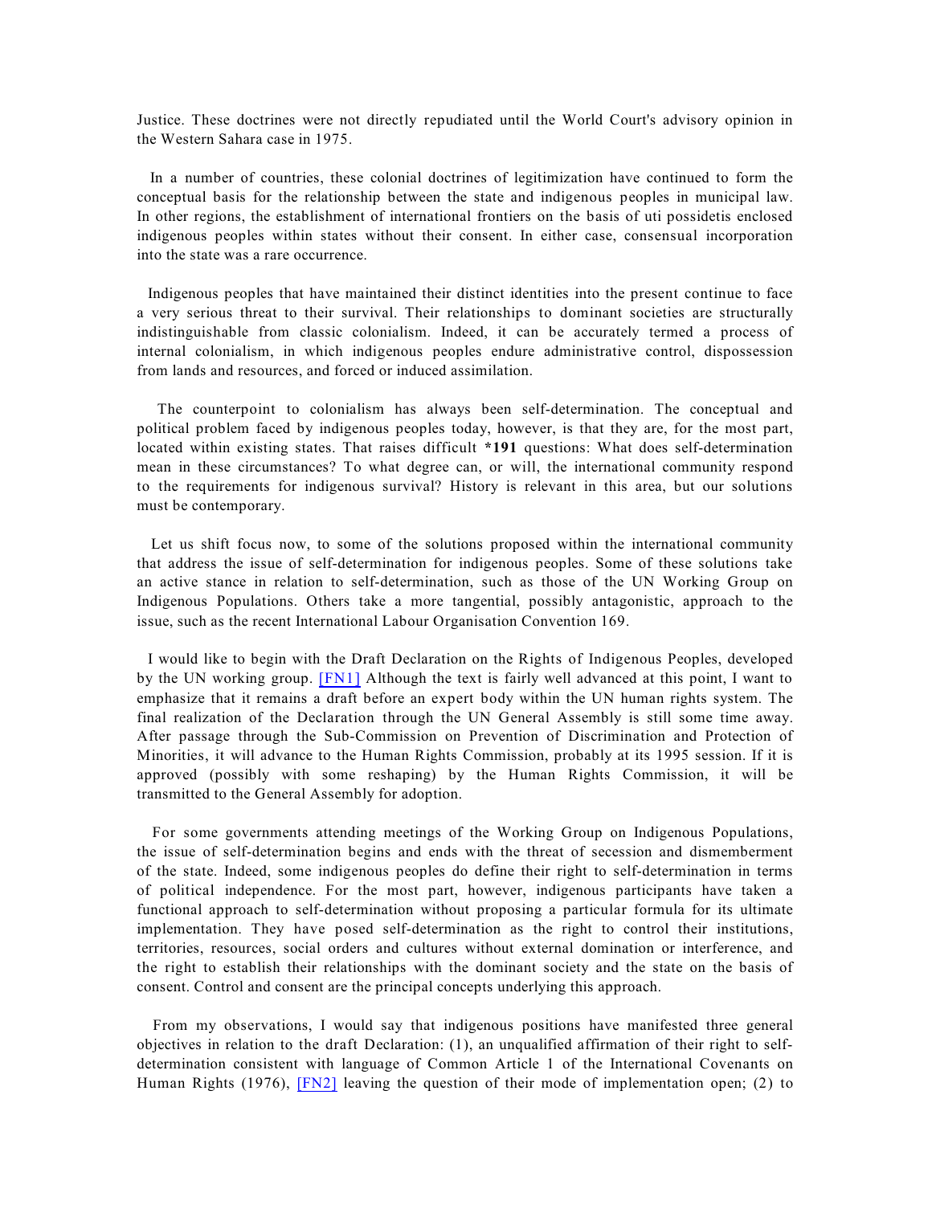Justice. These doctrines were not directly repudiated until the World Court's advisory opinion in the Western Sahara case in 1975.

In a number of countries, these colonial doctrines of legitimization have continued to form the conceptual basis for the relationship between the state and indigenous peoples in municipal law. In other regions, the establishment of international frontiers on the basis of uti possidetis enclosed indigenous peoples within states without their consent. In either case, consensual incorporation into the state was a rare occurrence.

Indigenous peoples that have maintained their distinct identities into the present continue to face a very serious threat to their survival. Their relationships to dominant societies are structurally indistinguishable from classic colonialism. Indeed, it can be accurately termed a process of internal colonialism, in which indigenous peoples endure administrative control, dispossession from lands and resources, and forced or induced assimilation.

The counterpoint to colonialism has always been self-determination. The conceptual and political problem faced by indigenous peoples today, however, is that they are, for the most part, located within existing states. That raises difficult **\*191** questions: What does self-determination mean in these circumstances? To what degree can, or will, the international community respond to the requirements for indigenous survival? History is relevant in this area, but our solutions must be contemporary.

Let us shift focus now, to some of the solutions proposed within the international community that address the issue of self-determination for indigenous peoples. Some of these solutions take an active stance in relation to self-determination, such as those of the UN Working Group on Indigenous Populations. Others take a more tangential, possibly antagonistic, approach to the issue, such as the recent International Labour Organisation Convention 169.

I would like to begin with the Draft Declaration on the Rights of Indigenous Peoples, developed by the UN working group. [FN1] Although the text is fairly well advanced at this point, I want to emphasize that it remains a draft before an expert body within the UN human rights system. The final realization of the Declaration through the UN General Assembly is still some time away. After passage through the Sub-Commission on Prevention of Discrimination and Protection of Minorities, it will advance to the Human Rights Commission, probably at its 1995 session. If it is approved (possibly with some reshaping) by the Human Rights Commission, it will be transmitted to the General Assembly for adoption.

For some governments attending meetings of the Working Group on Indigenous Populations, the issue of self-determination begins and ends with the threat of secession and dismemberment of the state. Indeed, some indigenous peoples do define their right to self-determination in terms of political independence. For the most part, however, indigenous participants have taken a functional approach to self-determination without proposing a particular formula for its ultimate implementation. They have posed self-determination as the right to control their institutions, territories, resources, social orders and cultures without external domination or interference, and the right to establish their relationships with the dominant society and the state on the basis of consent. Control and consent are the principal concepts underlying this approach.

From my observations, I would say that indigenous positions have manifested three general objectives in relation to the draft Declaration: (1), an unqualified affirmation of their right to self-determination consistent with language of Common Article 1 of the International Covenants on Human Rights (1976), [FN2] leaving the question of their mode of implementation open; (2) to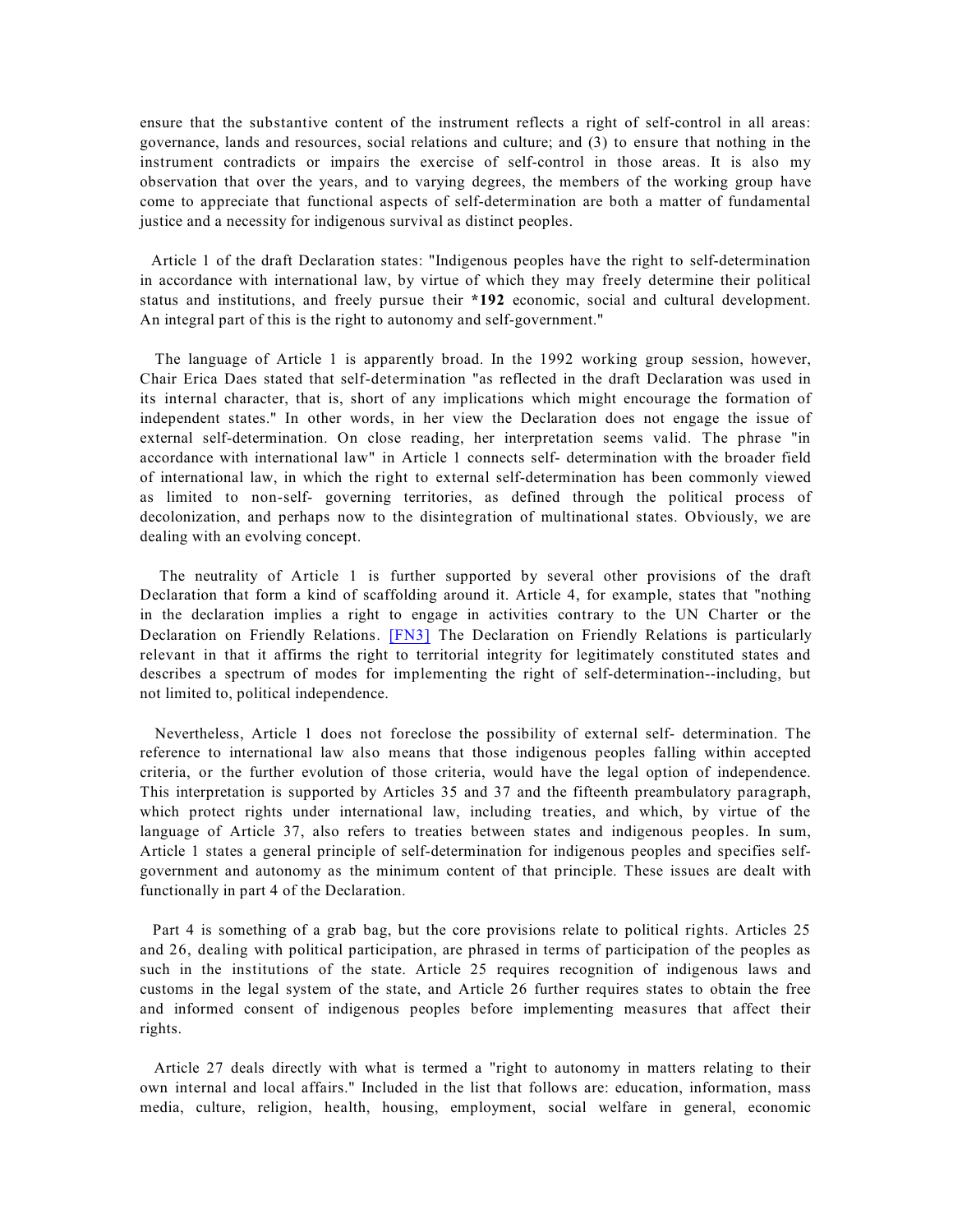ensure that the substantive content of the instrument reflects a right of self-control in all areas: governance, lands and resources, social relations and culture; and (3) to ensure that nothing in the instrument contradicts or impairs the exercise of self-control in those areas. It is also my observation that over the years, and to varying degrees, the members of the working group have come to appreciate that functional aspects of self-determination are both a matter of fundamental justice and a necessity for indigenous survival as distinct peoples.

Article 1 of the draft Declaration states: "Indigenous peoples have the right to self-determination in accordance with international law, by virtue of which they may freely determine their political status and institutions, and freely pursue their **\*192** economic, social and cultural development. An integral part of this is the right to autonomy and self-government."

The language of Article 1 is apparently broad. In the 1992 working group session, however, Chair Erica Daes stated that self-determination "as reflected in the draft Declaration was used in its internal character, that is, short of any implications which might encourage the formation of independent states." In other words, in her view the Declaration does not engage the issue of external self-determination. On close reading, her interpretation seems valid. The phrase "in accordance with international law" in Article 1 connects self- determination with the broader field of international law, in which the right to external self-determination has been commonly viewed as limited to non-self- governing territories, as defined through the political process of decolonization, and perhaps now to the disintegration of multinational states. Obviously, we are dealing with an evolving concept.

The neutrality of Article 1 is further supported by several other provisions of the draft Declaration that form a kind of scaffolding around it. Article 4, for example, states that "nothing in the declaration implies a right to engage in activities contrary to the UN Charter or the Declaration on Friendly Relations. [FN3] The Declaration on Friendly Relations is particularly relevant in that it affirms the right to territorial integrity for legitimately constituted states and describes a spectrum of modes for implementing the right of self-determination--including, but not limited to, political independence.

Nevertheless, Article 1 does not foreclose the possibility of external self- determination. The reference to international law also means that those indigenous peoples falling within accepted criteria, or the further evolution of those criteria, would have the legal option of independence. This interpretation is supported by Articles 35 and 37 and the fifteenth preambulatory paragraph, which protect rights under international law, including treaties, and which, by virtue of the language of Article 37, also refers to treaties between states and indigenous peoples. In sum, Article 1 states a general principle of self-determination for indigenous peoples and specifies self-government and autonomy as the minimum content of that principle. These issues are dealt with functionally in part 4 of the Declaration.

Part 4 is something of a grab bag, but the core provisions relate to political rights. Articles 25 and 26, dealing with political participation, are phrased in terms of participation of the peoples as such in the institutions of the state. Article 25 requires recognition of indigenous laws and customs in the legal system of the state, and Article 26 further requires states to obtain the free and informed consent of indigenous peoples before implementing measures that affect their rights.

Article 27 deals directly with what is termed a "right to autonomy in matters relating to their own internal and local affairs." Included in the list that follows are: education, information, mass media, culture, religion, health, housing, employment, social welfare in general, economic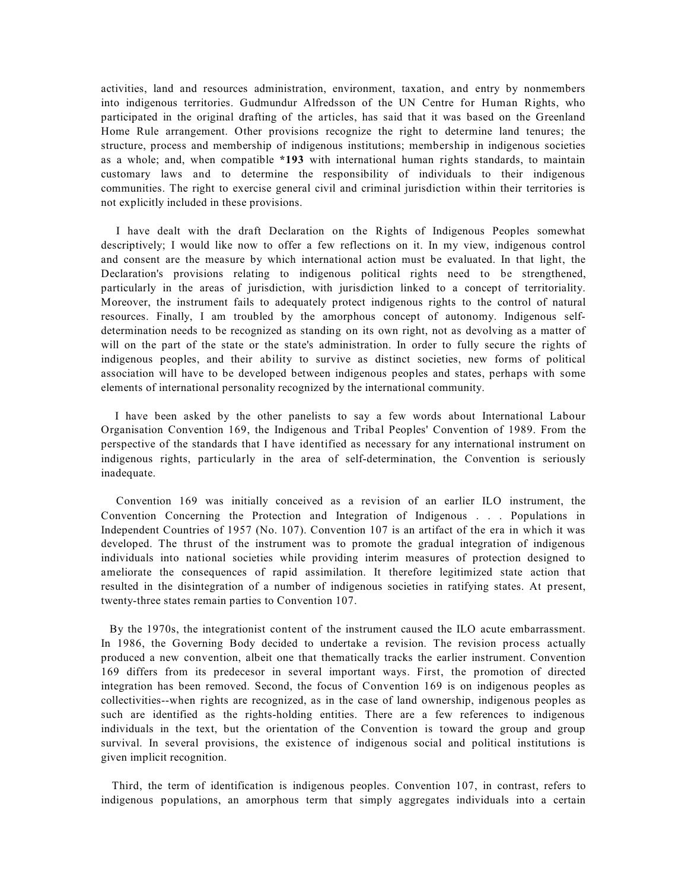activities, land and resources administration, environment, taxation, and entry by nonmembers into indigenous territories. Gudmundur Alfredsson of the UN Centre for Human Rights, who participated in the original drafting of the articles, has said that it was based on the Greenland Home Rule arrangement. Other provisions recognize the right to determine land tenures; the structure, process and membership of indigenous institutions; membership in indigenous societies as a whole; and, when compatible **\*193** with international human rights standards, to maintain customary laws and to determine the responsibility of individuals to their indigenous communities. The right to exercise general civil and criminal jurisdiction within their territories is not explicitly included in these provisions.

I have dealt with the draft Declaration on the Rights of Indigenous Peoples somewhat descriptively; I would like now to offer a few reflections on it. In my view, indigenous control and consent are the measure by which international action must be evaluated. In that light, the Declaration's provisions relating to indigenous political rights need to be strengthened, particularly in the areas of jurisdiction, with jurisdiction linked to a concept of territoriality. Moreover, the instrument fails to adequately protect indigenous rights to the control of natural resources. Finally, I am troubled by the amorphous concept of autonomy. Indigenous self-determination needs to be recognized as standing on its own right, not as devolving as a matter of will on the part of the state or the state's administration. In order to fully secure the rights of indigenous peoples, and their ability to survive as distinct societies, new forms of political association will have to be developed between indigenous peoples and states, perhaps with some elements of international personality recognized by the international community.

I have been asked by the other panelists to say a few words about International Labour Organisation Convention 169, the Indigenous and Tribal Peoples' Convention of 1989. From the perspective of the standards that I have identified as necessary for any international instrument on indigenous rights, particularly in the area of self-determination, the Convention is seriously inadequate.

Convention 169 was initially conceived as a revision of an earlier ILO instrument, the Convention Concerning the Protection and Integration of Indigenous . . . Populations in Independent Countries of 1957 (No. 107). Convention 107 is an artifact of the era in which it was developed. The thrust of the instrument was to promote the gradual integration of indigenous individuals into national societies while providing interim measures of protection designed to ameliorate the consequences of rapid assimilation. It therefore legitimized state action that resulted in the disintegration of a number of indigenous societies in ratifying states. At present, twenty-three states remain parties to Convention 107.

By the 1970s, the integrationist content of the instrument caused the ILO acute embarrassment. In 1986, the Governing Body decided to undertake a revision. The revision process actually produced a new convention, albeit one that thematically tracks the earlier instrument. Convention 169 differs from its predecesor in several important ways. First, the promotion of directed integration has been removed. Second, the focus of Convention 169 is on indigenous peoples as collectivities--when rights are recognized, as in the case of land ownership, indigenous peoples as such are identified as the rights-holding entities. There are a few references to indigenous individuals in the text, but the orientation of the Convention is toward the group and group survival. In several provisions, the existence of indigenous social and political institutions is given implicit recognition.

Third, the term of identification is indigenous peoples. Convention 107, in contrast, refers to indigenous populations, an amorphous term that simply aggregates individuals into a certain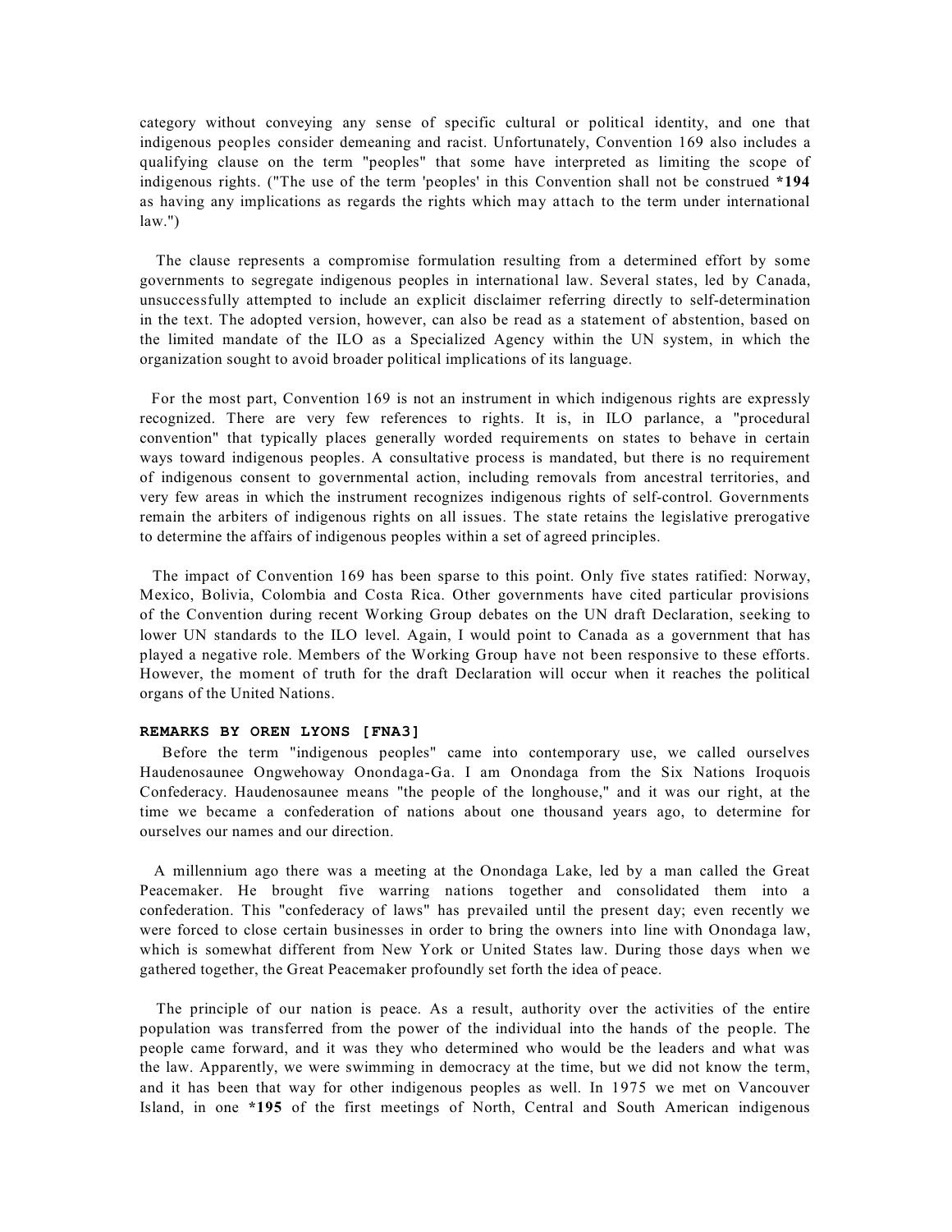category without conveying any sense of specific cultural or political identity, and one that indigenous peoples consider demeaning and racist. Unfortunately, Convention 169 also includes a qualifying clause on the term "peoples" that some have interpreted as limiting the scope of indigenous rights. ("The use of the term 'peoples' in this Convention shall not be construed **\*194** as having any implications as regards the rights which may attach to the term under international law.")

The clause represents a compromise formulation resulting from a determined effort by some governments to segregate indigenous peoples in international law. Several states, led by Canada, unsuccessfully attempted to include an explicit disclaimer referring directly to self-determination in the text. The adopted version, however, can also be read as a statement of abstention, based on the limited mandate of the ILO as a Specialized Agency within the UN system, in which the organization sought to avoid broader political implications of its language.

For the most part, Convention 169 is not an instrument in which indigenous rights are expressly recognized. There are very few references to rights. It is, in ILO parlance, a "procedural convention" that typically places generally worded requirements on states to behave in certain ways toward indigenous peoples. A consultative process is mandated, but there is no requirement of indigenous consent to governmental action, including removals from ancestral territories, and very few areas in which the instrument recognizes indigenous rights of self-control. Governments remain the arbiters of indigenous rights on all issues. The state retains the legislative prerogative to determine the affairs of indigenous peoples within a set of agreed principles.

The impact of Convention 169 has been sparse to this point. Only five states ratified: Norway, Mexico, Bolivia, Colombia and Costa Rica. Other governments have cited particular provisions of the Convention during recent Working Group debates on the UN draft Declaration, seeking to lower UN standards to the ILO level. Again, I would point to Canada as a government that has played a negative role. Members of the Working Group have not been responsive to these efforts. However, the moment of truth for the draft Declaration will occur when it reaches the political organs of the United Nations.

### REMARKS BY OREN LYONS [FNA3]

Before the term "indigenous peoples" came into contemporary use, we called ourselves Haudenosaunee Ongwehoway Onondaga-Ga. I am Onondaga from the Six Nations Iroquois Confederacy. Haudenosaunee means "the people of the longhouse," and it was our right, at the time we became a confederation of nations about one thousand years ago, to determine for ourselves our names and our direction.

A millennium ago there was a meeting at the Onondaga Lake, led by a man called the Great Peacemaker. He brought five warring nations together and consolidated them into a confederation. This "confederacy of laws" has prevailed until the present day; even recently we were forced to close certain businesses in order to bring the owners into line with Onondaga law, which is somewhat different from New York or United States law. During those days when we gathered together, the Great Peacemaker profoundly set forth the idea of peace.

The principle of our nation is peace. As a result, authority over the activities of the entire population was transferred from the power of the individual into the hands of the people. The people came forward, and it was they who determined who would be the leaders and what was the law. Apparently, we were swimming in democracy at the time, but we did not know the term, and it has been that way for other indigenous peoples as well. In 1975 we met on Vancouver Island, in one **\*195** of the first meetings of North, Central and South American indigenous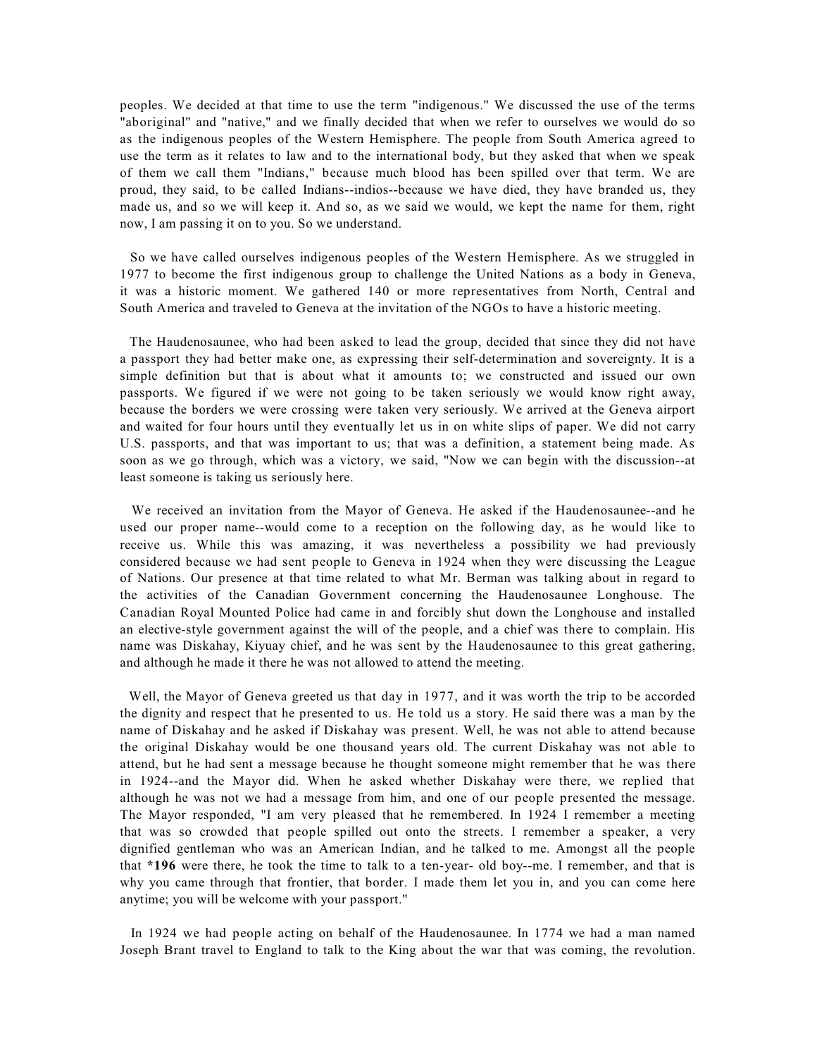peoples. We decided at that time to use the term "indigenous." We discussed the use of the terms "aboriginal" and "native," and we finally decided that when we refer to ourselves we would do so as the indigenous peoples of the Western Hemisphere. The people from South America agreed to use the term as it relates to law and to the international body, but they asked that when we speak of them we call them "Indians," because much blood has been spilled over that term. We are proud, they said, to be called Indians--indios--because we have died, they have branded us, they made us, and so we will keep it. And so, as we said we would, we kept the name for them, right now, I am passing it on to you. So we understand.

So we have called ourselves indigenous peoples of the Western Hemisphere. As we struggled in 1977 to become the first indigenous group to challenge the United Nations as a body in Geneva, it was a historic moment. We gathered 140 or more representatives from North, Central and South America and traveled to Geneva at the invitation of the NGOs to have a historic meeting.

The Haudenosaunee, who had been asked to lead the group, decided that since they did not have a passport they had better make one, as expressing their self-determination and sovereignty. It is a simple definition but that is about what it amounts to; we constructed and issued our own passports. We figured if we were not going to be taken seriously we would know right away, because the borders we were crossing were taken very seriously. We arrived at the Geneva airport and waited for four hours until they eventually let us in on white slips of paper. We did not carry U.S. passports, and that was important to us; that was a definition, a statement being made. As soon as we go through, which was a victory, we said, "Now we can begin with the discussion--at least someone is taking us seriously here.

We received an invitation from the Mayor of Geneva. He asked if the Haudenosaunee--and he used our proper name--would come to a reception on the following day, as he would like to receive us. While this was amazing, it was nevertheless a possibility we had previously considered because we had sent people to Geneva in 1924 when they were discussing the League of Nations. Our presence at that time related to what Mr. Berman was talking about in regard to the activities of the Canadian Government concerning the Haudenosaunee Longhouse. The Canadian Royal Mounted Police had came in and forcibly shut down the Longhouse and installed an elective-style government against the will of the people, and a chief was there to complain. His name was Diskahay, Kiyuay chief, and he was sent by the Haudenosaunee to this great gathering, and although he made it there he was not allowed to attend the meeting.

Well, the Mayor of Geneva greeted us that day in 1977, and it was worth the trip to be accorded the dignity and respect that he presented to us. He told us a story. He said there was a man by the name of Diskahay and he asked if Diskahay was present. Well, he was not able to attend because the original Diskahay would be one thousand years old. The current Diskahay was not able to attend, but he had sent a message because he thought someone might remember that he was there in 1924--and the Mayor did. When he asked whether Diskahay were there, we replied that although he was not we had a message from him, and one of our people presented the message. The Mayor responded, "I am very pleased that he remembered. In 1924 I remember a meeting that was so crowded that people spilled out onto the streets. I remember a speaker, a very dignified gentleman who was an American Indian, and he talked to me. Amongst all the people that **\*196** were there, he took the time to talk to a ten-year- old boy--me. I remember, and that is why you came through that frontier, that border. I made them let you in, and you can come here anytime; you will be welcome with your passport."

In 1924 we had people acting on behalf of the Haudenosaunee. In 1774 we had a man named Joseph Brant travel to England to talk to the King about the war that was coming, the revolution.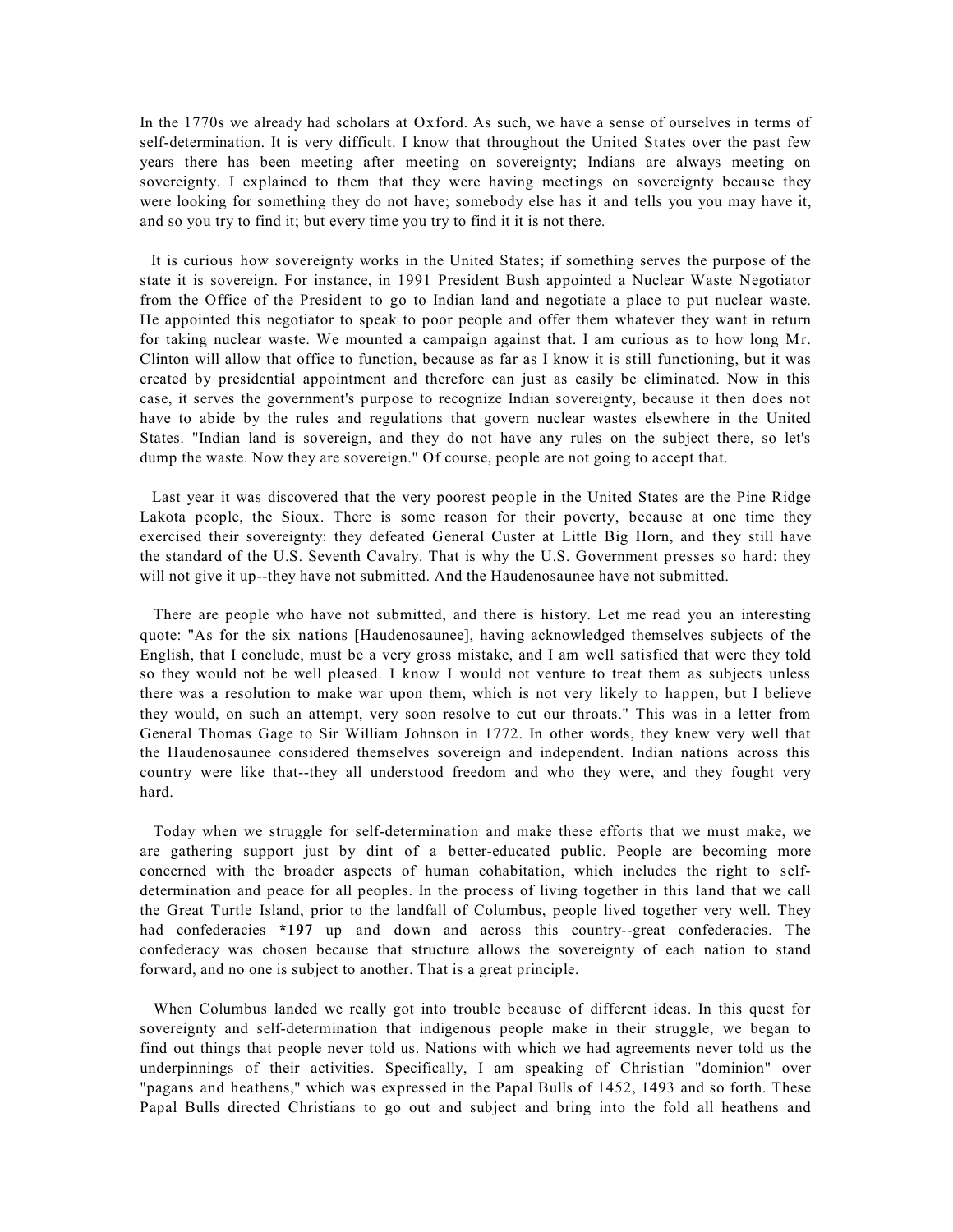In the 1770s we already had scholars at Oxford. As such, we have a sense of ourselves in terms of self-determination. It is very difficult. I know that throughout the United States over the past few years there has been meeting after meeting on sovereignty; Indians are always meeting on sovereignty. I explained to them that they were having meetings on sovereignty because they were looking for something they do not have; somebody else has it and tells you you may have it, and so you try to find it; but every time you try to find it it is not there.

It is curious how sovereignty works in the United States; if something serves the purpose of the state it is sovereign. For instance, in 1991 President Bush appointed a Nuclear Waste Negotiator from the Office of the President to go to Indian land and negotiate a place to put nuclear waste. He appointed this negotiator to speak to poor people and offer them whatever they want in return for taking nuclear waste. We mounted a campaign against that. I am curious as to how long Mr. Clinton will allow that office to function, because as far as I know it is still functioning, but it was created by presidential appointment and therefore can just as easily be eliminated. Now in this case, it serves the government's purpose to recognize Indian sovereignty, because it then does not have to abide by the rules and regulations that govern nuclear wastes elsewhere in the United States. "Indian land is sovereign, and they do not have any rules on the subject there, so let's dump the waste. Now they are sovereign." Of course, people are not going to accept that.

Last year it was discovered that the very poorest people in the United States are the Pine Ridge Lakota people, the Sioux. There is some reason for their poverty, because at one time they exercised their sovereignty: they defeated General Custer at Little Big Horn, and they still have the standard of the U.S. Seventh Cavalry. That is why the U.S. Government presses so hard: they will not give it up--they have not submitted. And the Haudenosaunee have not submitted.

There are people who have not submitted, and there is history. Let me read you an interesting quote: "As for the six nations [Haudenosaunee], having acknowledged themselves subjects of the English, that I conclude, must be a very gross mistake, and I am well satisfied that were they told so they would not be well pleased. I know I would not venture to treat them as subjects unless there was a resolution to make war upon them, which is not very likely to happen, but I believe they would, on such an attempt, very soon resolve to cut our throats." This was in a letter from General Thomas Gage to Sir William Johnson in 1772. In other words, they knew very well that the Haudenosaunee considered themselves sovereign and independent. Indian nations across this country were like that--they all understood freedom and who they were, and they fought very hard.

Today when we struggle for self-determination and make these efforts that we must make, we are gathering support just by dint of a better-educated public. People are becoming more concerned with the broader aspects of human cohabitation, which includes the right to self-determination and peace for all peoples. In the process of living together in this land that we call the Great Turtle Island, prior to the landfall of Columbus, people lived together very well. They had confederacies **\*197** up and down and across this country--great confederacies. The confederacy was chosen because that structure allows the sovereignty of each nation to stand forward, and no one is subject to another. That is a great principle.

When Columbus landed we really got into trouble because of different ideas. In this quest for sovereignty and self-determination that indigenous people make in their struggle, we began to find out things that people never told us. Nations with which we had agreements never told us the underpinnings of their activities. Specifically, I am speaking of Christian "dominion" over "pagans and heathens," which was expressed in the Papal Bulls of 1452, 1493 and so forth. These Papal Bulls directed Christians to go out and subject and bring into the fold all heathens and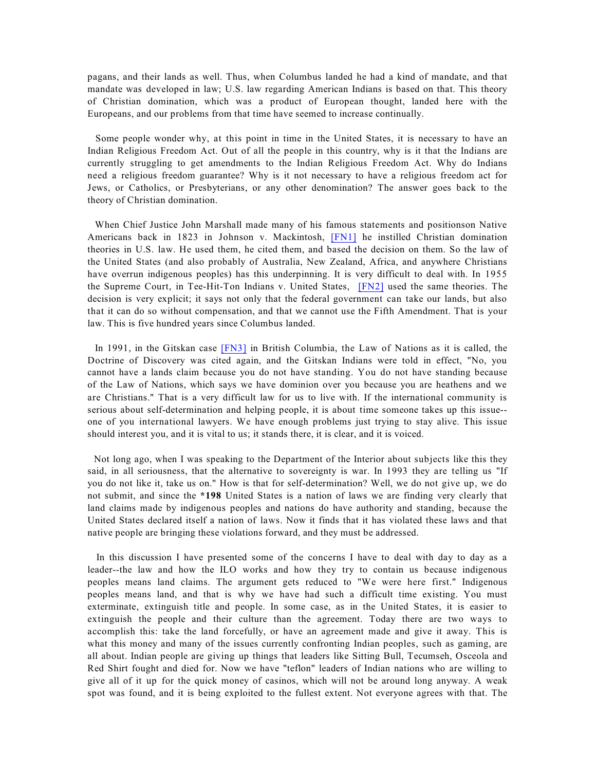pagans, and their lands as well. Thus, when Columbus landed he had a kind of mandate, and that mandate was developed in law; U.S. law regarding American Indians is based on that. This theory of Christian domination, which was a product of European thought, landed here with the Europeans, and our problems from that time have seemed to increase continually.

Some people wonder why, at this point in time in the United States, it is necessary to have an Indian Religious Freedom Act. Out of all the people in this country, why is it that the Indians are currently struggling to get amendments to the Indian Religious Freedom Act. Why do Indians need a religious freedom guarantee? Why is it not necessary to have a religious freedom act for Jews, or Catholics, or Presbyterians, or any other denomination? The answer goes back to the theory of Christian domination.

When Chief Justice John Marshall made many of his famous statements and positionson Native Americans back in 1823 in Johnson v. Mackintosh, [FN1] he instilled Christian domination theories in U.S. law. He used them, he cited them, and based the decision on them. So the law of the United States (and also probably of Australia, New Zealand, Africa, and anywhere Christians have overrun indigenous peoples) has this underpinning. It is very difficult to deal with. In 1955 the Supreme Court, in Tee-Hit-Ton Indians v. United States, [FN2] used the same theories. The decision is very explicit; it says not only that the federal government can take our lands, but also that it can do so without compensation, and that we cannot use the Fifth Amendment. That is your law. This is five hundred years since Columbus landed.

In 1991, in the Gitskan case [FN3] in British Columbia, the Law of Nations as it is called, the Doctrine of Discovery was cited again, and the Gitskan Indians were told in effect, "No, you cannot have a lands claim because you do not have standing. You do not have standing because of the Law of Nations, which says we have dominion over you because you are heathens and we are Christians." That is a very difficult law for us to live with. If the international community is serious about self-determination and helping people, it is about time someone takes up this issue--one of you international lawyers. We have enough problems just trying to stay alive. This issue should interest you, and it is vital to us; it stands there, it is clear, and it is voiced.

Not long ago, when I was speaking to the Department of the Interior about subjects like this they said, in all seriousness, that the alternative to sovereignty is war. In 1993 they are telling us "If you do not like it, take us on." How is that for self-determination? Well, we do not give up, we do not submit, and since the **\*198** United States is a nation of laws we are finding very clearly that land claims made by indigenous peoples and nations do have authority and standing, because the United States declared itself a nation of laws. Now it finds that it has violated these laws and that native people are bringing these violations forward, and they must be addressed.

In this discussion I have presented some of the concerns I have to deal with day to day as a leader--the law and how the ILO works and how they try to contain us because indigenous peoples means land claims. The argument gets reduced to "We were here first." Indigenous peoples means land, and that is why we have had such a difficult time existing. You must exterminate, extinguish title and people. In some case, as in the United States, it is easier to extinguish the people and their culture than the agreement. Today there are two ways to accomplish this: take the land forcefully, or have an agreement made and give it away. This is what this money and many of the issues currently confronting Indian peoples, such as gaming, are all about. Indian people are giving up things that leaders like Sitting Bull, Tecumseh, Osceola and Red Shirt fought and died for. Now we have "teflon" leaders of Indian nations who are willing to give all of it up for the quick money of casinos, which will not be around long anyway. A weak spot was found, and it is being exploited to the fullest extent. Not everyone agrees with that. The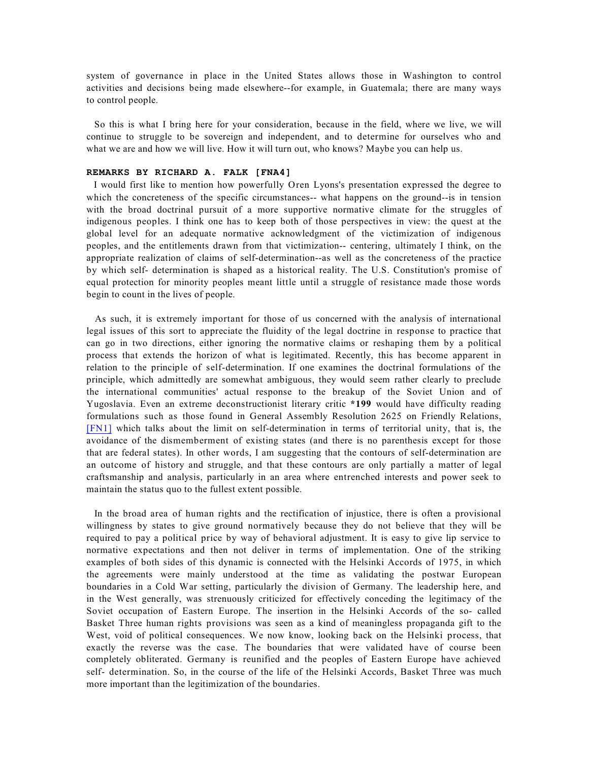system of governance in place in the United States allows those in Washington to control activities and decisions being made elsewhere--for example, in Guatemala; there are many ways to control people.

So this is what I bring here for your consideration, because in the field, where we live, we will continue to struggle to be sovereign and independent, and to determine for ourselves who and what we are and how we will live. How it will turn out, who knows? Maybe you can help us.

**REMARKS BY RICHARD A. FALK [FNA4]**

I would first like to mention how powerfully Oren Lyons's presentation expressed the degree to which the concreteness of the specific circumstances-- what happens on the ground--is in tension with the broad doctrinal pursuit of a more supportive normative climate for the struggles of indigenous peoples. I think one has to keep both of those perspectives in view: the quest at the global level for an adequate normative acknowledgment of the victimization of indigenous peoples, and the entitlements drawn from that victimization-- centering, ultimately I think, on the appropriate realization of claims of self-determination--as well as the concreteness of the practice by which self- determination is shaped as a historical reality. The U.S. Constitution's promise of equal protection for minority peoples meant little until a struggle of resistance made those words begin to count in the lives of people.

As such, it is extremely important for those of us concerned with the analysis of international legal issues of this sort to appreciate the fluidity of the legal doctrine in response to practice that can go in two directions, either ignoring the normative claims or reshaping them by a political process that extends the horizon of what is legitimated. Recently, this has become apparent in relation to the principle of self-determination. If one examines the doctrinal formulations of the principle, which admittedly are somewhat ambiguous, they would seem rather clearly to preclude the international communities' actual response to the breakup of the Soviet Union and of Yugoslavia. Even an extreme deconstructionist literary critic **\*199** would have difficulty reading formulations such as those found in General Assembly Resolution 2625 on Friendly Relations, [FN1] which talks about the limit on self-determination in terms of territorial unity, that is, the avoidance of the dismemberment of existing states (and there is no parenthesis except for those that are federal states). In other words, I am suggesting that the contours of self-determination are an outcome of history and struggle, and that these contours are only partially a matter of legal craftsmanship and analysis, particularly in an area where entrenched interests and power seek to maintain the status quo to the fullest extent possible.

In the broad area of human rights and the rectification of injustice, there is often a provisional willingness by states to give ground normatively because they do not believe that they will be required to pay a political price by way of behavioral adjustment. It is easy to give lip service to normative expectations and then not deliver in terms of implementation. One of the striking examples of both sides of this dynamic is connected with the Helsinki Accords of 1975, in which the agreements were mainly understood at the time as validating the postwar European boundaries in a Cold War setting, particularly the division of Germany. The leadership here, and in the West generally, was strenuously criticized for effectively conceding the legitimacy of the Soviet occupation of Eastern Europe. The insertion in the Helsinki Accords of the so- called Basket Three human rights provisions was seen as a kind of meaningless propaganda gift to the West, void of political consequences. We now know, looking back on the Helsinki process, that exactly the reverse was the case. The boundaries that were validated have of course been completely obliterated. Germany is reunified and the peoples of Eastern Europe have achieved self- determination. So, in the course of the life of the Helsinki Accords, Basket Three was much more important than the legitimization of the boundaries.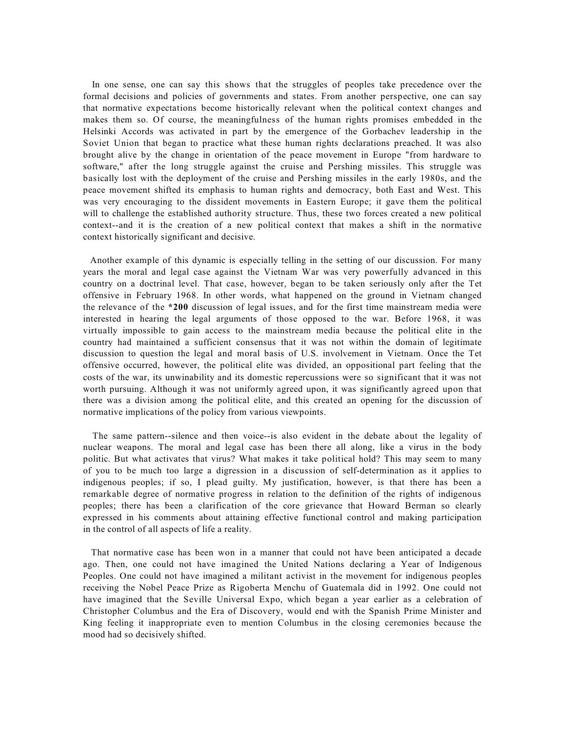In one sense, one can say this shows that the struggles of peoples take precedence over the formal decisions and policies of governments and states. From another perspective, one can say that normative expectations become historically relevant when the political context changes and makes them so. Of course, the meaningfulness of the human rights promises embedded in the Helsinki Accords was activated in part by the emergence of the Gorbachev leadership in the Soviet Union that began to practice what these human rights declarations preached. It was also brought alive by the change in orientation of the peace movement in Europe "from hardware to software," after the long struggle against the cruise and Pershing missiles. This struggle was basically lost with the deployment of the cruise and Pershing missiles in the early 1980s, and the peace movement shifted its emphasis to human rights and democracy, both East and West. This was very encouraging to the dissident movements in Eastern Europe; it gave them the political will to challenge the established authority structure. Thus, these two forces created a new political context--and it is the creation of a new political context that makes a shift in the normative context historically significant and decisive.

Another example of this dynamic is especially telling in the setting of our discussion. For many years the moral and legal case against the Vietnam War was very powerfully advanced in this country on a doctrinal level. That case, however, began to be taken seriously only after the Tet offensive in February 1968. In other words, what happened on the ground in Vietnam changed the relevance of the **\*200** discussion of legal issues, and for the first time mainstream media were interested in hearing the legal arguments of those opposed to the war. Before 1968, it was virtually impossible to gain access to the mainstream media because the political elite in the country had maintained a sufficient consensus that it was not within the domain of legitimate discussion to question the legal and moral basis of U.S. involvement in Vietnam. Once the Tet offensive occurred, however, the political elite was divided, an oppositional part feeling that the costs of the war, its unwinability and its domestic repercussions were so significant that it was not worth pursuing. Although it was not uniformly agreed upon, it was significantly agreed upon that there was a division among the political elite, and this created an opening for the discussion of normative implications of the policy from various viewpoints.

The same pattern--silence and then voice--is also evident in the debate about the legality of nuclear weapons. The moral and legal case has been there all along, like a virus in the body politic. But what activates that virus? What makes it take political hold? This may seem to many of you to be much too large a digression in a discussion of self-determination as it applies to indigenous peoples; if so, I plead guilty. My justification, however, is that there has been a remarkable degree of normative progress in relation to the definition of the rights of indigenous peoples; there has been a clarification of the core grievance that Howard Berman so clearly expressed in his comments about attaining effective functional control and making participation in the control of all aspects of life a reality.

That normative case has been won in a manner that could not have been anticipated a decade ago. Then, one could not have imagined the United Nations declaring a Year of Indigenous Peoples. One could not have imagined a militant activist in the movement for indigenous peoples receiving the Nobel Peace Prize as Rigoberta Menchu of Guatemala did in 1992. One could not have imagined that the Seville Universal Expo, which began a year earlier as a celebration of Christopher Columbus and the Era of Discovery, would end with the Spanish Prime Minister and King feeling it inappropriate even to mention Columbus in the closing ceremonies because the mood had so decisively shifted.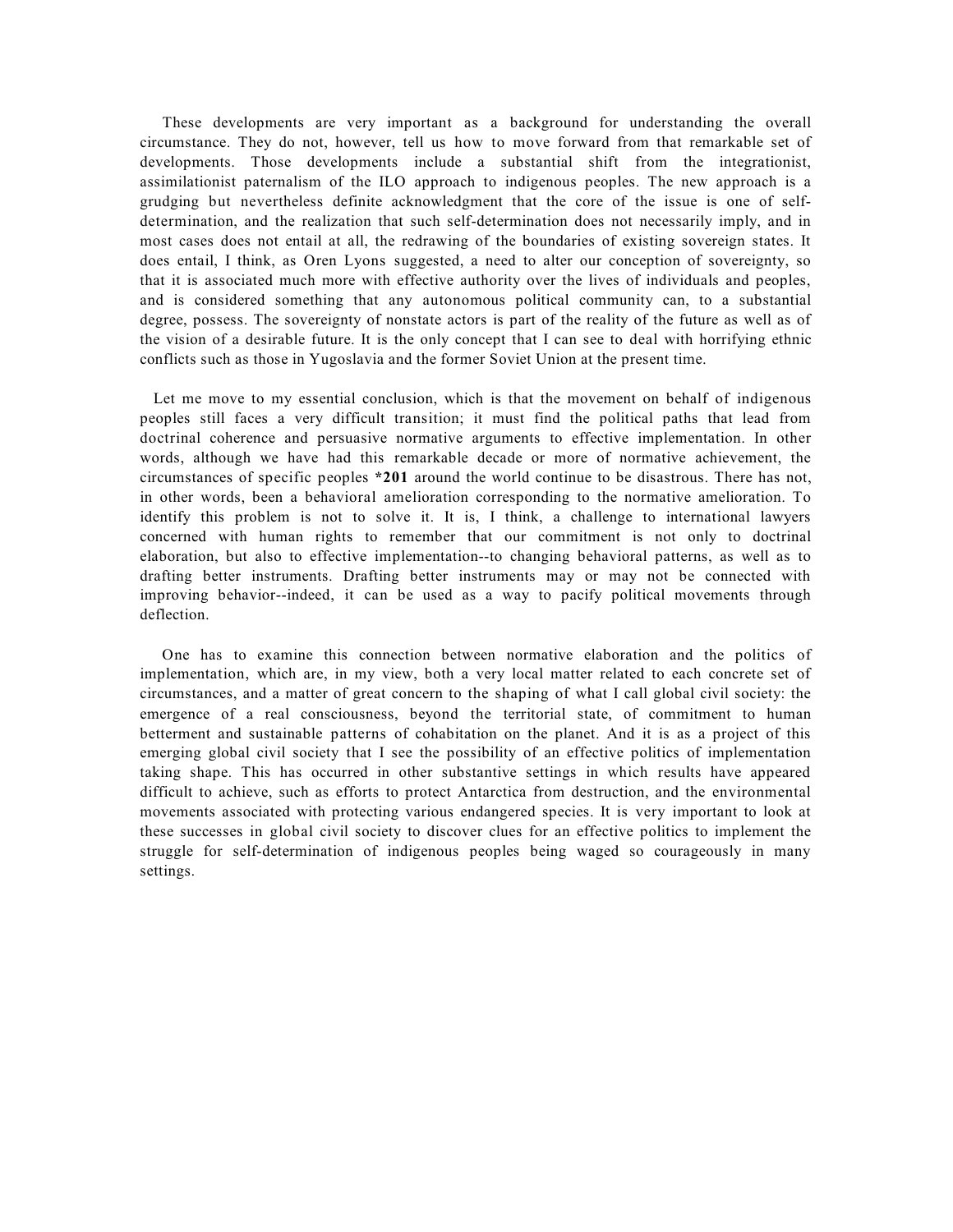These developments are very important as a background for understanding the overall circumstance. They do not, however, tell us how to move forward from that remarkable set of developments. Those developments include a substantial shift from the integrationist, assimilationist paternalism of the ILO approach to indigenous peoples. The new approach is a grudging but nevertheless definite acknowledgment that the core of the issue is one of self-determination, and the realization that such self-determination does not necessarily imply, and in most cases does not entail at all, the redrawing of the boundaries of existing sovereign states. It does entail, I think, as Oren Lyons suggested, a need to alter our conception of sovereignty, so that it is associated much more with effective authority over the lives of individuals and peoples, and is considered something that any autonomous political community can, to a substantial degree, possess. The sovereignty of nonstate actors is part of the reality of the future as well as of the vision of a desirable future. It is the only concept that I can see to deal with horrifying ethnic conflicts such as those in Yugoslavia and the former Soviet Union at the present time.

Let me move to my essential conclusion, which is that the movement on behalf of indigenous peoples still faces a very difficult transition; it must find the political paths that lead from doctrinal coherence and persuasive normative arguments to effective implementation. In other words, although we have had this remarkable decade or more of normative achievement, the circumstances of specific peoples **\*201** around the world continue to be disastrous. There has not, in other words, been a behavioral amelioration corresponding to the normative amelioration. To identify this problem is not to solve it. It is, I think, a challenge to international lawyers concerned with human rights to remember that our commitment is not only to doctrinal elaboration, but also to effective implementation--to changing behavioral patterns, as well as to drafting better instruments. Drafting better instruments may or may not be connected with improving behavior--indeed, it can be used as a way to pacify political movements through deflection.

One has to examine this connection between normative elaboration and the politics of implementation, which are, in my view, both a very local matter related to each concrete set of circumstances, and a matter of great concern to the shaping of what I call global civil society: the emergence of a real consciousness, beyond the territorial state, of commitment to human betterment and sustainable patterns of cohabitation on the planet. And it is as a project of this emerging global civil society that I see the possibility of an effective politics of implementation taking shape. This has occurred in other substantive settings in which results have appeared difficult to achieve, such as efforts to protect Antarctica from destruction, and the environmental movements associated with protecting various endangered species. It is very important to look at these successes in global civil society to discover clues for an effective politics to implement the struggle for self-determination of indigenous peoples being waged so courageously in many settings.